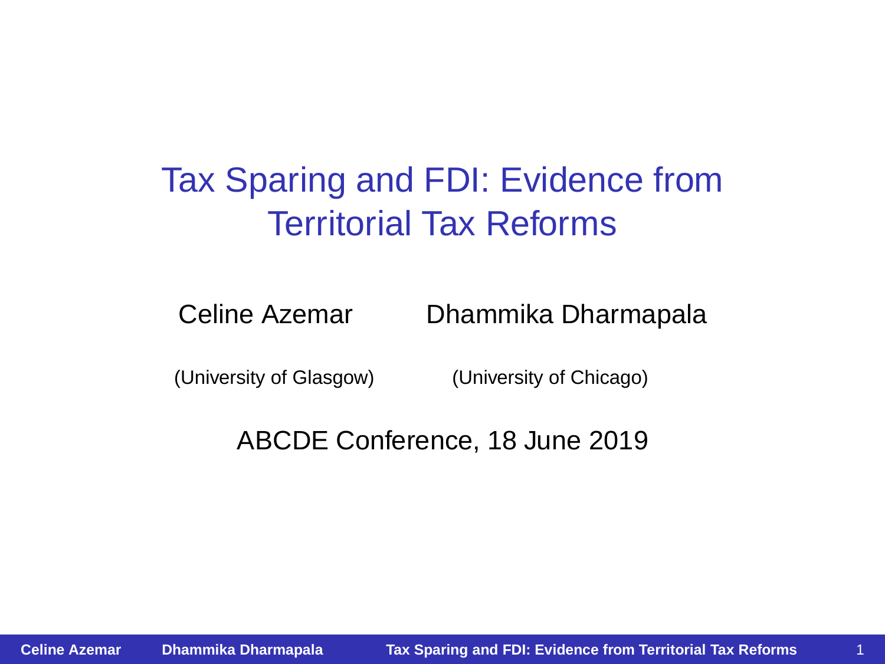# Tax Sparing and FDI: Evidence from Territorial Tax Reforms

Celine Azemar (University of Glasgow)

Dhammika Dharmapala (University of Chicago)

ABCDE Conference, 18 June 2019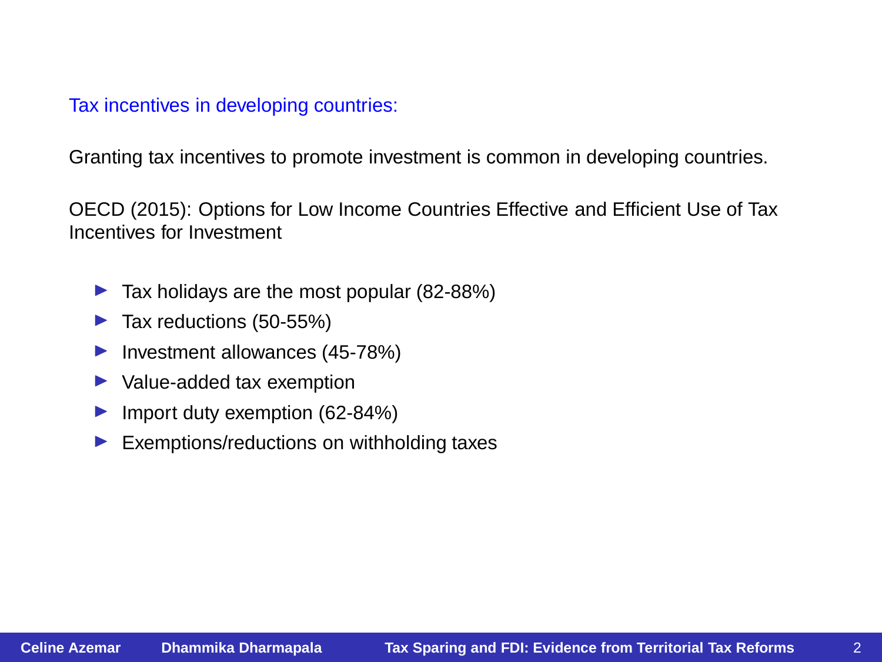## Tax incentives in developing countries:

Granting tax incentives to promote investment is common in developing countries.

OECD (2015): Options for Low Income Countries Effective and Efficient Use of Tax Incentives for Investment

- Tax holidays are the most popular (82-88%)
- Tax reductions (50-55%)
- Investment allowances (45-78%)
- Value-added tax exemption
- Import duty exemption (62-84%)
- Exemptions/reductions on withholding taxes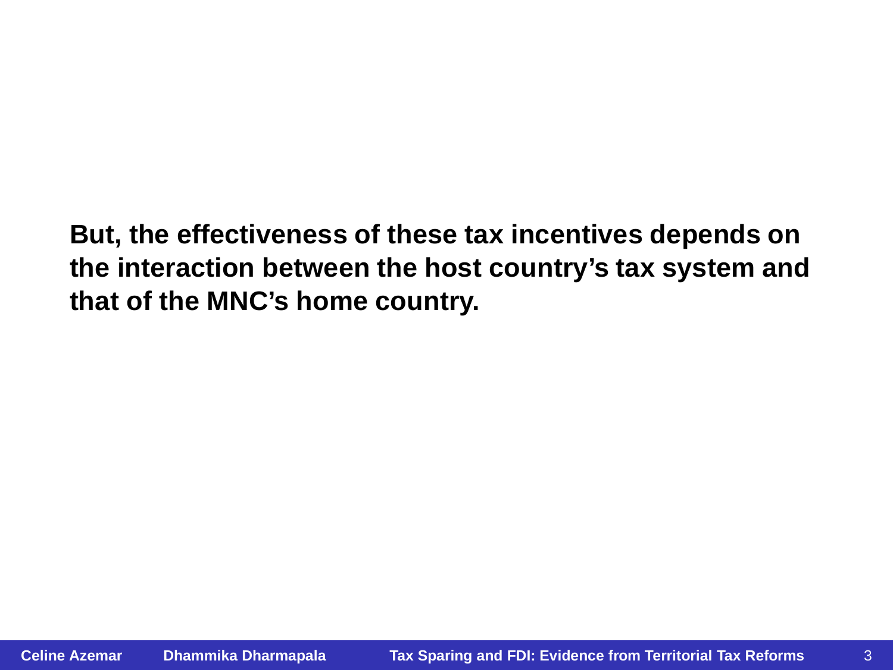**But, the effectiveness of these tax incentives depends on the interaction between the host country's tax system and that of the MNC's home country.**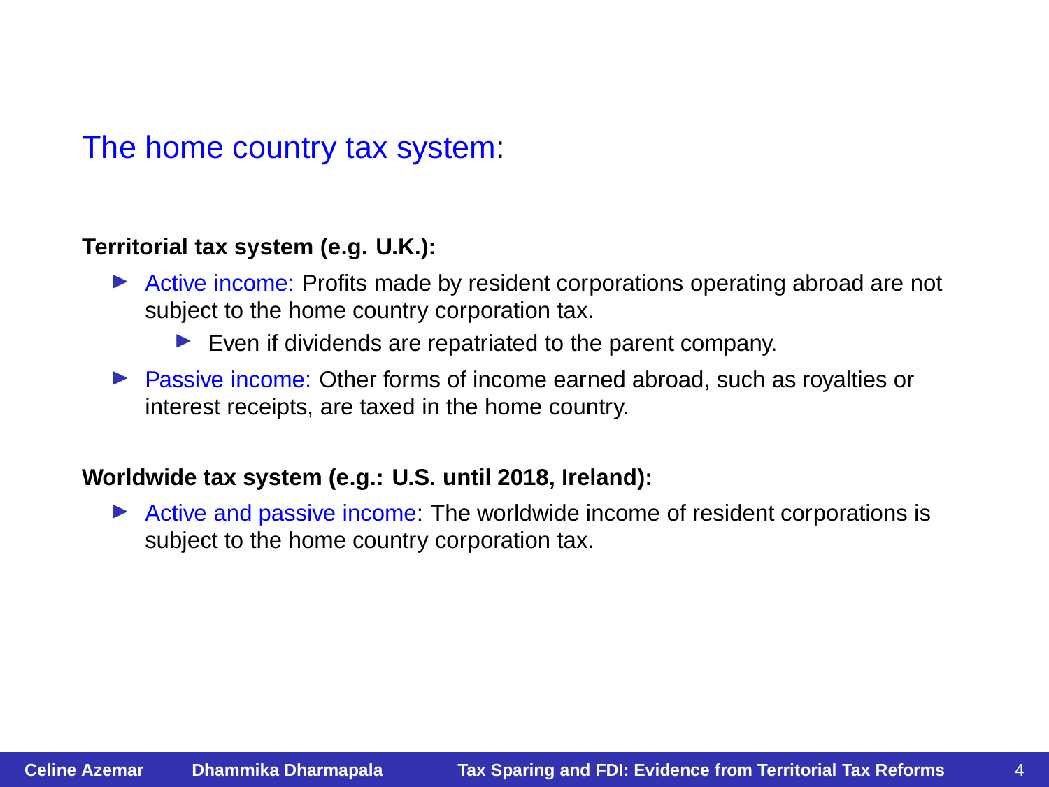## The home country tax system:

**Territorial tax system (e.g. U.K.):**

- Active income: Profits made by resident corporations operating abroad are not subject to the home country corporation tax.
  - Even if dividends are repatriated to the parent company.
- Passive income: Other forms of income earned abroad, such as royalties or interest receipts, are taxed in the home country.

**Worldwide tax system (e.g.: U.S. until 2018, Ireland):**

- Active and passive income: The worldwide income of resident corporations is subject to the home country corporation tax.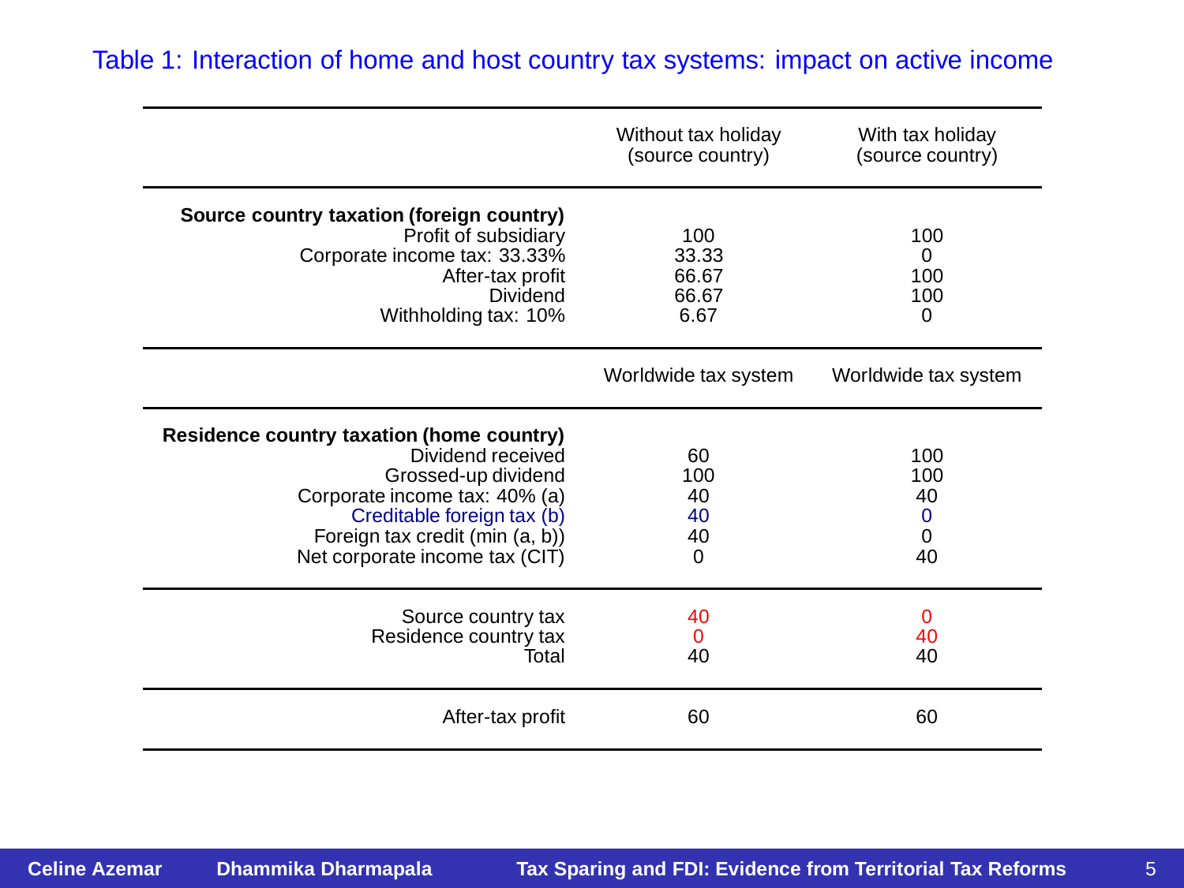Table 1: Interaction of home and host country tax systems: impact on active income

| | Without tax holiday (source country) | With tax holiday (source country) |
|---|---|---|
| **Source country taxation (foreign country)** | | |
| Profit of subsidiary | 100 | 100 |
| Corporate income tax: 33.33% | 33.33 | 0 |
| After-tax profit | 66.67 | 100 |
| Dividend | 66.67 | 100 |
| Withholding tax: 10% | 6.67 | 0 |
| | Worldwide tax system | Worldwide tax system |
| **Residence country taxation (home country)** | | |
| Dividend received | 60 | 100 |
| Grossed-up dividend | 100 | 100 |
| Corporate income tax: 40% (a) | 40 | 40 |
| Creditable foreign tax (b) | 40 | 0 |
| Foreign tax credit (min (a, b)) | 40 | 0 |
| Net corporate income tax (CIT) | 0 | 40 |
| Source country tax | 40 | 0 |
| Residence country tax | 0 | 40 |
| Total | 40 | 40 |
| After-tax profit | 60 | 60 |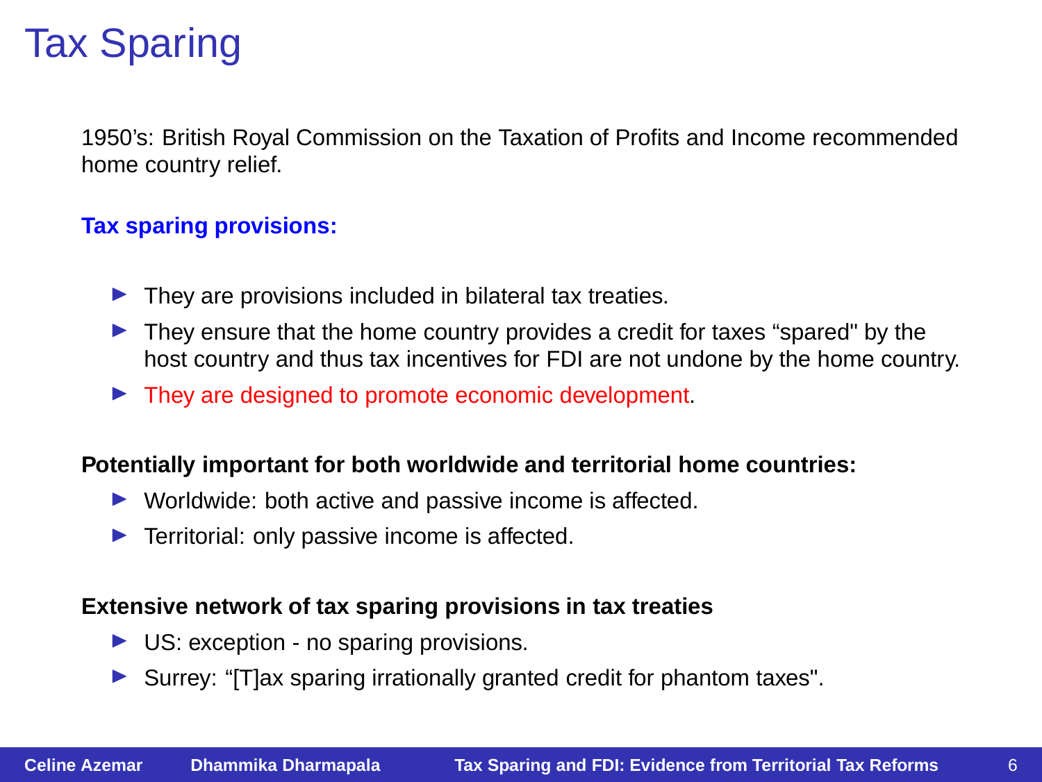# Tax Sparing

1950's: British Royal Commission on the Taxation of Profits and Income recommended home country relief.

**Tax sparing provisions:**

- They are provisions included in bilateral tax treaties.
- They ensure that the home country provides a credit for taxes "spared" by the host country and thus tax incentives for FDI are not undone by the home country.
- They are designed to promote economic development.

**Potentially important for both worldwide and territorial home countries:**

- Worldwide: both active and passive income is affected.
- Territorial: only passive income is affected.

**Extensive network of tax sparing provisions in tax treaties**

- US: exception - no sparing provisions.
- Surrey: "[T]ax sparing irrationally granted credit for phantom taxes".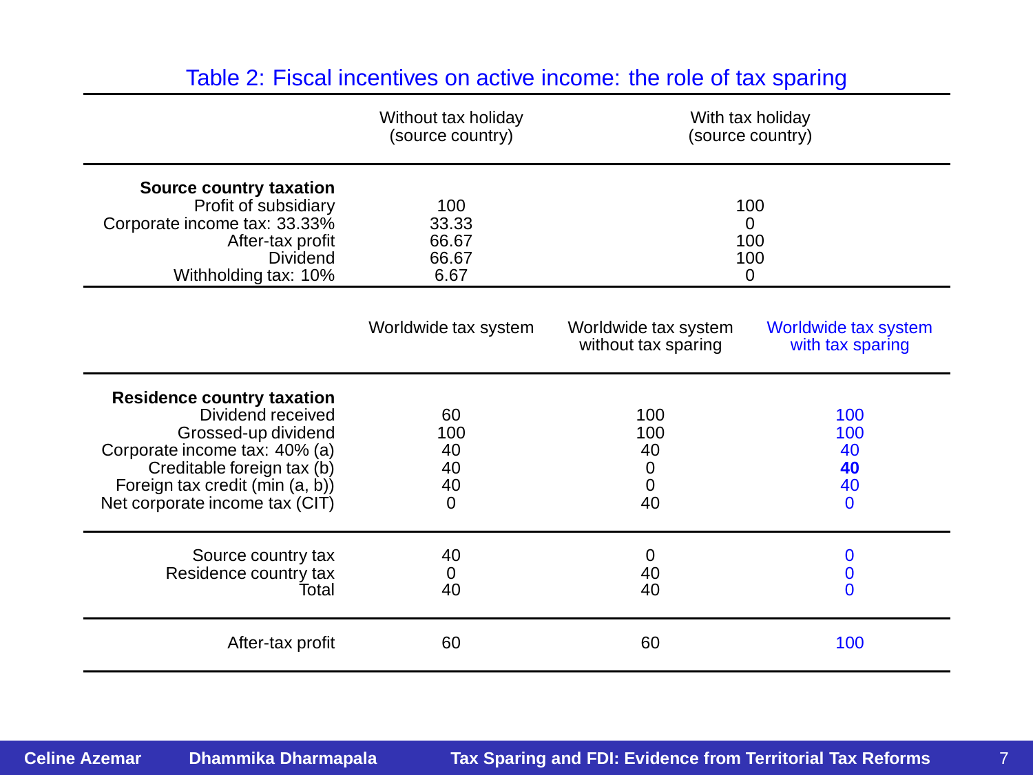## Table 2: Fiscal incentives on active income: the role of tax sparing

| | Without tax holiday (source country) | With tax holiday (source country) | |
|---|---|---|---|
| **Source country taxation** | | | |
| Profit of subsidiary | 100 | 100 | |
| Corporate income tax: 33.33% | 33.33 | 0 | |
| After-tax profit | 66.67 | 100 | |
| Dividend | 66.67 | 100 | |
| Withholding tax: 10% | 6.67 | 0 | |
| | **Worldwide tax system** | **Worldwide tax system without tax sparing** | **Worldwide tax system with tax sparing** |
| **Residence country taxation** | | | |
| Dividend received | 60 | 100 | 100 |
| Grossed-up dividend | 100 | 100 | 100 |
| Corporate income tax: 40% (a) | 40 | 40 | 40 |
| Creditable foreign tax (b) | 40 | 0 | **40** |
| Foreign tax credit (min (a, b)) | 40 | 0 | 40 |
| Net corporate income tax (CIT) | 0 | 40 | 0 |
| Source country tax | 40 | 0 | 0 |
| Residence country tax | 0 | 40 | 0 |
| Total | 40 | 40 | 0 |
| After-tax profit | 60 | 60 | 100 |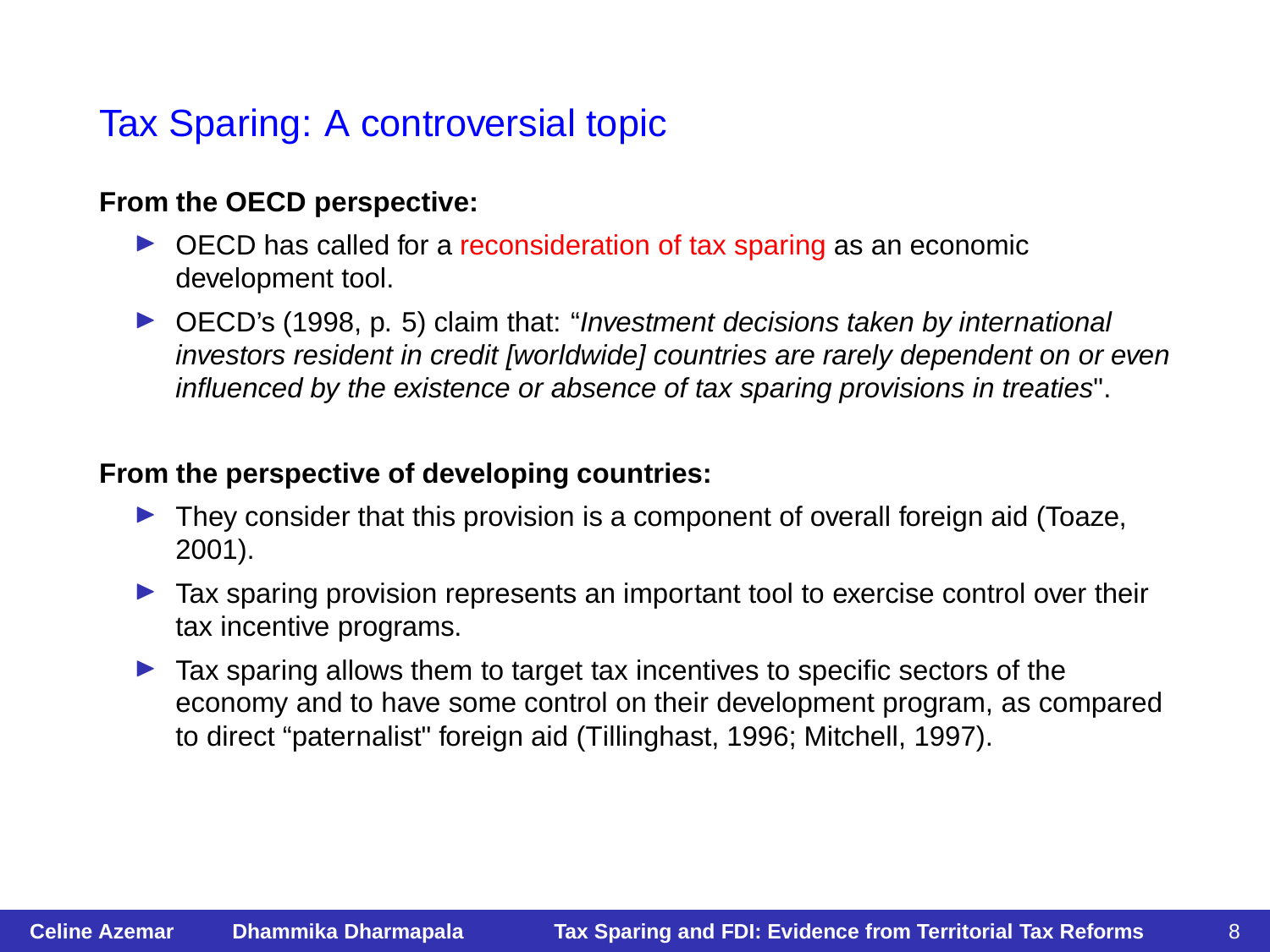## Tax Sparing: A controversial topic

**From the OECD perspective:**

- OECD has called for a reconsideration of tax sparing as an economic development tool.
- OECD's (1998, p. 5) claim that: "*Investment decisions taken by international investors resident in credit [worldwide] countries are rarely dependent on or even influenced by the existence or absence of tax sparing provisions in treaties*".

**From the perspective of developing countries:**

- They consider that this provision is a component of overall foreign aid (Toaze, 2001).
- Tax sparing provision represents an important tool to exercise control over their tax incentive programs.
- Tax sparing allows them to target tax incentives to specific sectors of the economy and to have some control on their development program, as compared to direct "paternalist" foreign aid (Tillinghast, 1996; Mitchell, 1997).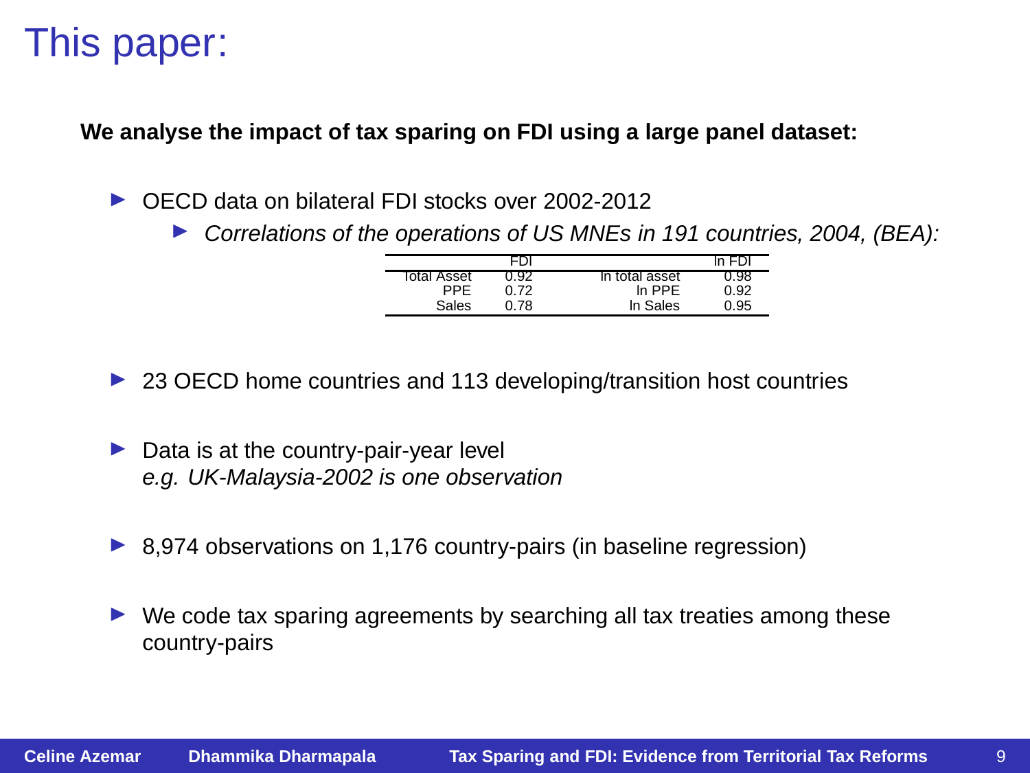# This paper:

**We analyse the impact of tax sparing on FDI using a large panel dataset:**

- OECD data on bilateral FDI stocks over 2002-2012
  - *Correlations of the operations of US MNEs in 191 countries, 2004, (BEA):*

| | FDI | | ln FDI |
|---|---|---|---|
| Total Asset | 0.92 | ln total asset | 0.98 |
| PPE | 0.72 | ln PPE | 0.92 |
| Sales | 0.78 | ln Sales | 0.95 |

- 23 OECD home countries and 113 developing/transition host countries
- Data is at the country-pair-year level
  *e.g. UK-Malaysia-2002 is one observation*
- 8,974 observations on 1,176 country-pairs (in baseline regression)
- We code tax sparing agreements by searching all tax treaties among these country-pairs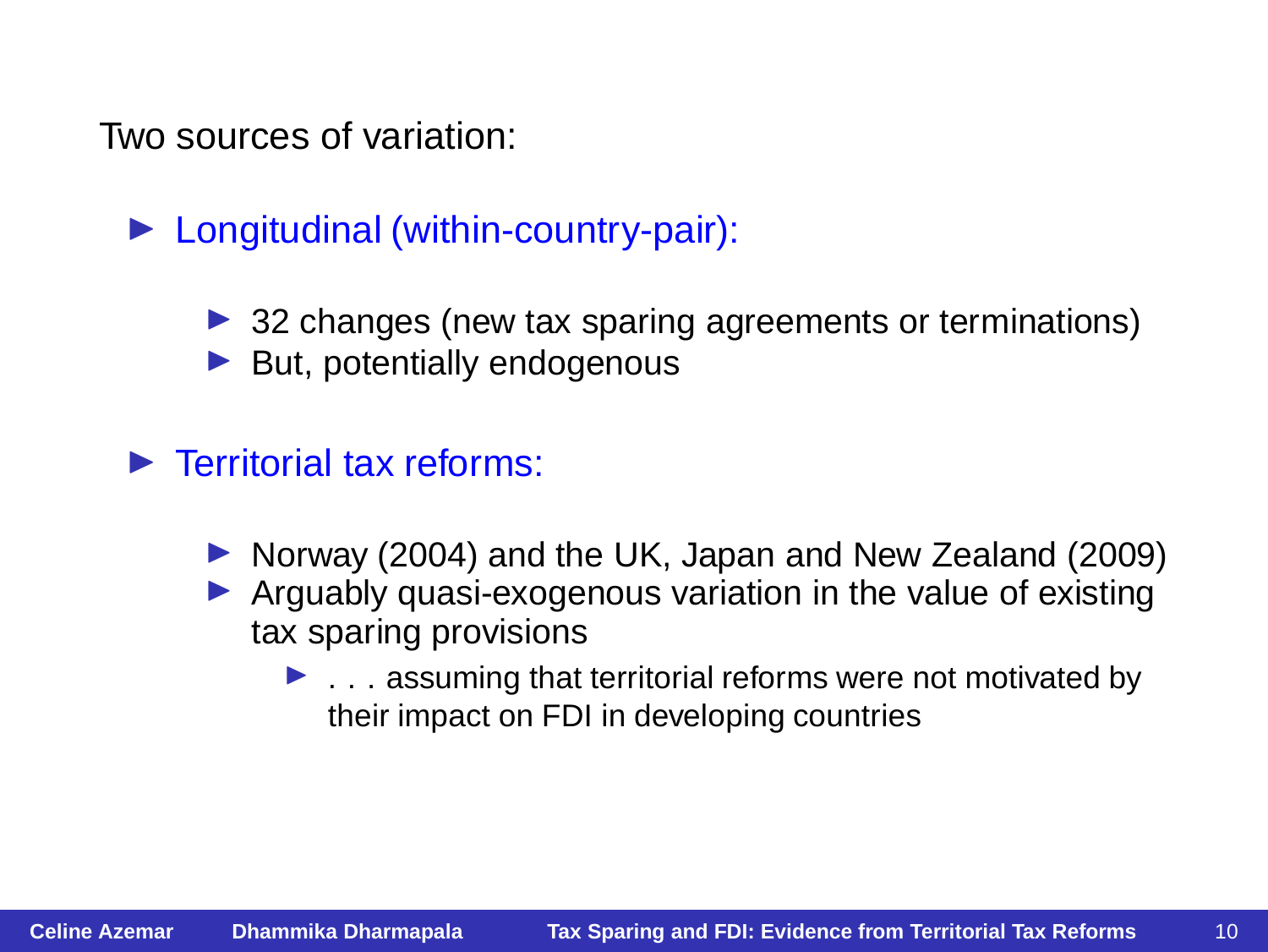Two sources of variation:

- Longitudinal (within-country-pair):
  - 32 changes (new tax sparing agreements or terminations)
  - But, potentially endogenous
- Territorial tax reforms:
  - Norway (2004) and the UK, Japan and New Zealand (2009)
  - Arguably quasi-exogenous variation in the value of existing tax sparing provisions
    - . . . assuming that territorial reforms were not motivated by their impact on FDI in developing countries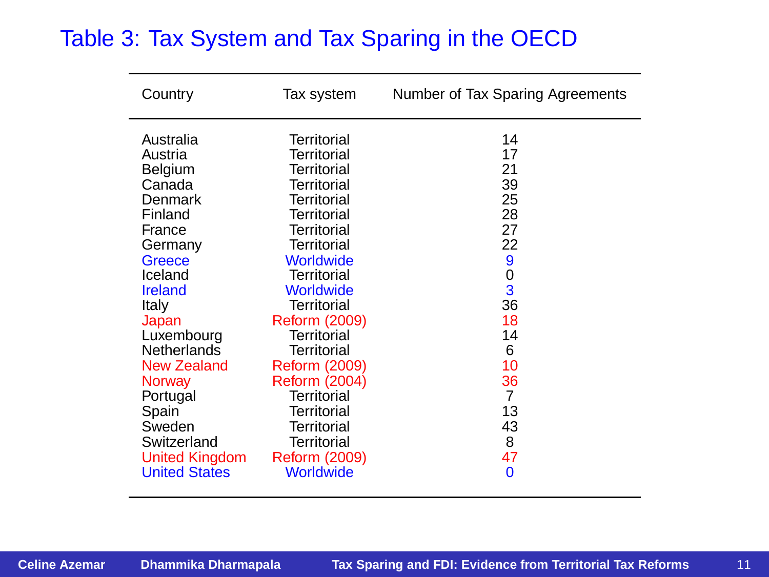# Table 3: Tax System and Tax Sparing in the OECD

| Country | Tax system | Number of Tax Sparing Agreements |
|---|---|---|
| Australia | Territorial | 14 |
| Austria | Territorial | 17 |
| Belgium | Territorial | 21 |
| Canada | Territorial | 39 |
| Denmark | Territorial | 25 |
| Finland | Territorial | 28 |
| France | Territorial | 27 |
| Germany | Territorial | 22 |
| Greece | Worldwide | 9 |
| Iceland | Territorial | 0 |
| Ireland | Worldwide | 3 |
| Italy | Territorial | 36 |
| Japan | Reform (2009) | 18 |
| Luxembourg | Territorial | 14 |
| Netherlands | Territorial | 6 |
| New Zealand | Reform (2009) | 10 |
| Norway | Reform (2004) | 36 |
| Portugal | Territorial | 7 |
| Spain | Territorial | 13 |
| Sweden | Territorial | 43 |
| Switzerland | Territorial | 8 |
| United Kingdom | Reform (2009) | 47 |
| United States | Worldwide | 0 |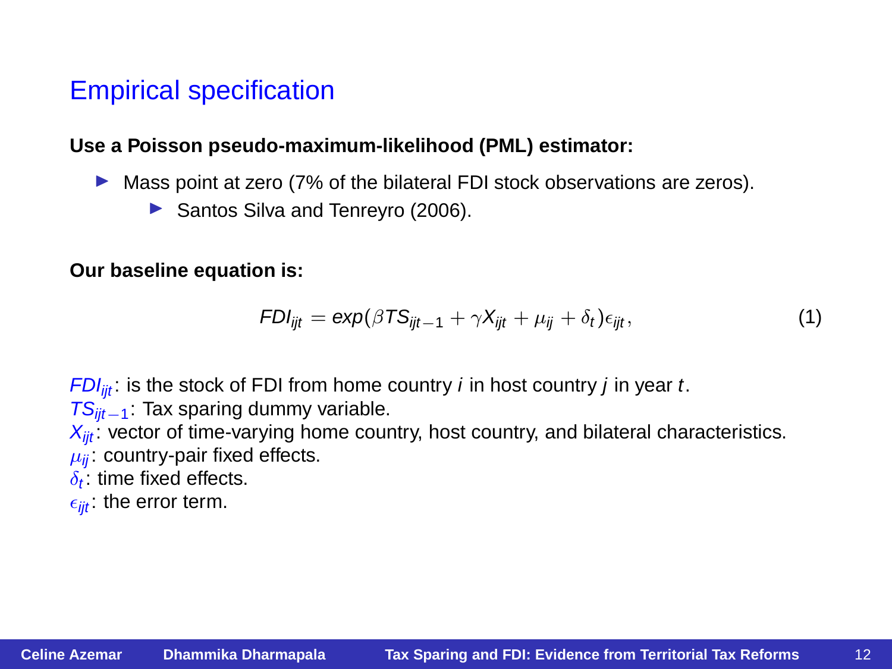## Empirical specification

**Use a Poisson pseudo-maximum-likelihood (PML) estimator:**

- Mass point at zero (7% of the bilateral FDI stock observations are zeros).
  - Santos Silva and Tenreyro (2006).

**Our baseline equation is:**

$$FDI_{ijt} = exp(\beta TS_{ijt-1} + \gamma X_{ijt} + \mu_{ij} + \delta_t)\epsilon_{ijt}, \tag{1}$$

$FDI_{ijt}$: is the stock of FDI from home country $i$ in host country $j$ in year $t$.
$TS_{ijt-1}$: Tax sparing dummy variable.
$X_{ijt}$: vector of time-varying home country, host country, and bilateral characteristics.
$\mu_{ij}$: country-pair fixed effects.
$\delta_t$: time fixed effects.
$\epsilon_{ijt}$: the error term.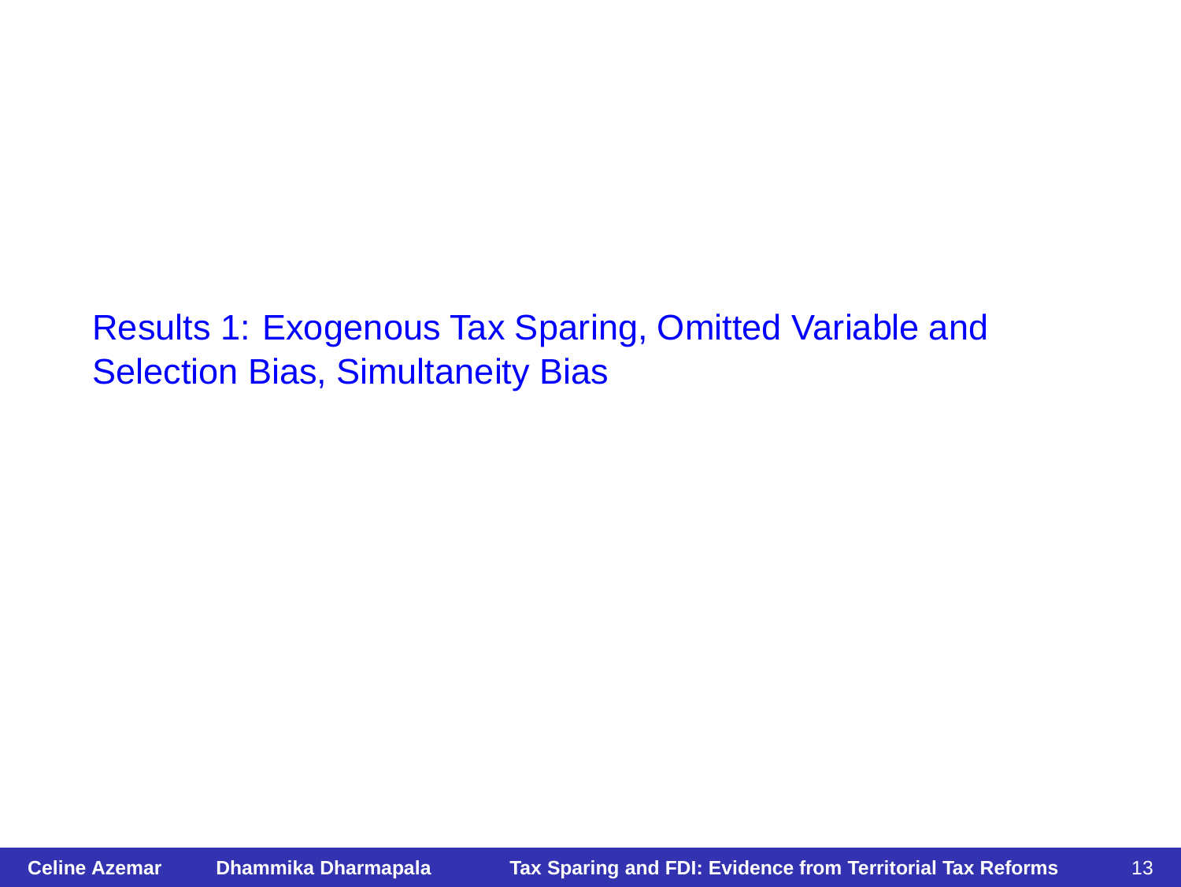# Results 1: Exogenous Tax Sparing, Omitted Variable and Selection Bias, Simultaneity Bias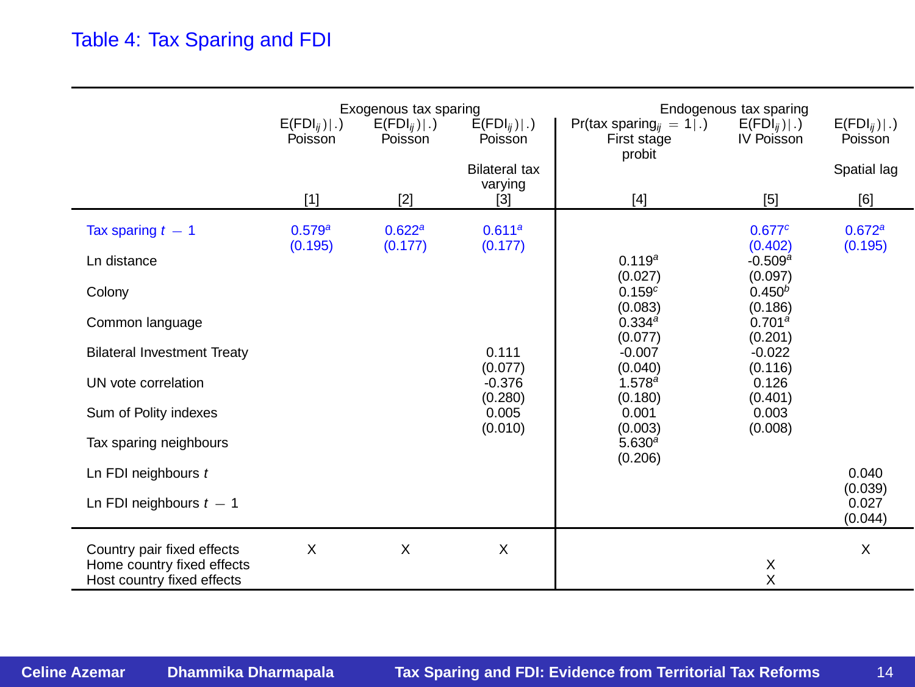## Table 4: Tax Sparing and FDI

| | Exogenous tax sparing | | | Endogenous tax sparing | | |
|---|---|---|---|---|---|---|
| | $E(FDI_{ij})\|.)$ Poisson | $E(FDI_{ij})\|.)$ Poisson | $E(FDI_{ij})\|.)$ Poisson Bilateral tax varying | $Pr(\text{tax sparing}_{ij} = 1\|.)$ First stage probit | $E(FDI_{ij})\|.)$ IV Poisson | $E(FDI_{ij})\|.)$ Poisson Spatial lag |
| | [1] | [2] | [3] | [4] | [5] | [6] |
| Tax sparing $t-1$ | 0.579[a] | 0.622[a] | 0.611[a] | | 0.677[c] | 0.672[a] |
| | (0.195) | (0.177) | (0.177) | | (0.402) | (0.195) |
| Ln distance | | | | 0.119[a] | -0.509[a] | |
| | | | | (0.027) | (0.097) | |
| Colony | | | | 0.159[c] | 0.450[b] | |
| | | | | (0.083) | (0.186) | |
| Common language | | | | 0.334[a] | 0.701[a] | |
| | | | | (0.077) | (0.201) | |
| Bilateral Investment Treaty | | | 0.111 | -0.007 | -0.022 | |
| | | | (0.077) | (0.040) | (0.116) | |
| UN vote correlation | | | -0.376 | 1.578[a] | 0.126 | |
| | | | (0.280) | (0.180) | (0.401) | |
| Sum of Polity indexes | | | 0.005 | 0.001 | 0.003 | |
| | | | (0.010) | (0.003) | (0.008) | |
| Tax sparing neighbours | | | | 5.630[a] | | |
| | | | | (0.206) | | |
| Ln FDI neighbours $t$ | | | | | | 0.040 |
| | | | | | | (0.039) |
| Ln FDI neighbours $t-1$ | | | | | | 0.027 |
| | | | | | | (0.044) |
| Country pair fixed effects | X | X | X | | | X |
| Home country fixed effects | | | | | X | |
| Host country fixed effects | | | | | X | |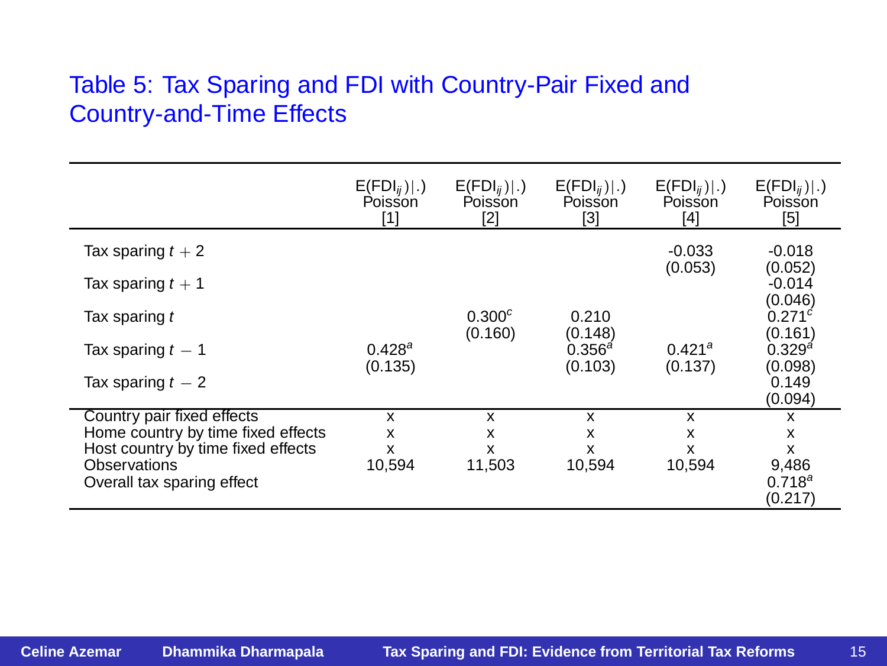## Table 5: Tax Sparing and FDI with Country-Pair Fixed and Country-and-Time Effects

| | $E(FDI_{ij})\|.)$ Poisson [1] | $E(FDI_{ij})\|.)$ Poisson [2] | $E(FDI_{ij})\|.)$ Poisson [3] | $E(FDI_{ij})\|.)$ Poisson [4] | $E(FDI_{ij})\|.)$ Poisson [5] |
|---|---|---|---|---|---|
| Tax sparing $t+2$ | | | | -0.033 | -0.018 |
| | | | | (0.053) | (0.052) |
| Tax sparing $t+1$ | | | | | -0.014 |
| | | | | | (0.046) |
| Tax sparing $t$ | | 0.300[c] | 0.210 | | 0.271[c] |
| | | (0.160) | (0.148) | | (0.161) |
| Tax sparing $t-1$ | 0.428[a] | | 0.356[a] | 0.421[a] | 0.329[a] |
| | (0.135) | | (0.103) | (0.137) | (0.098) |
| Tax sparing $t-2$ | | | | | 0.149 |
| | | | | | (0.094) |
| Country pair fixed effects | x | x | x | x | x |
| Home country by time fixed effects | x | x | x | x | x |
| Host country by time fixed effects | x | x | x | x | x |
| Observations | 10,594 | 11,503 | 10,594 | 10,594 | 9,486 |
| Overall tax sparing effect | | | | | 0.718[a] |
| | | | | | (0.217) |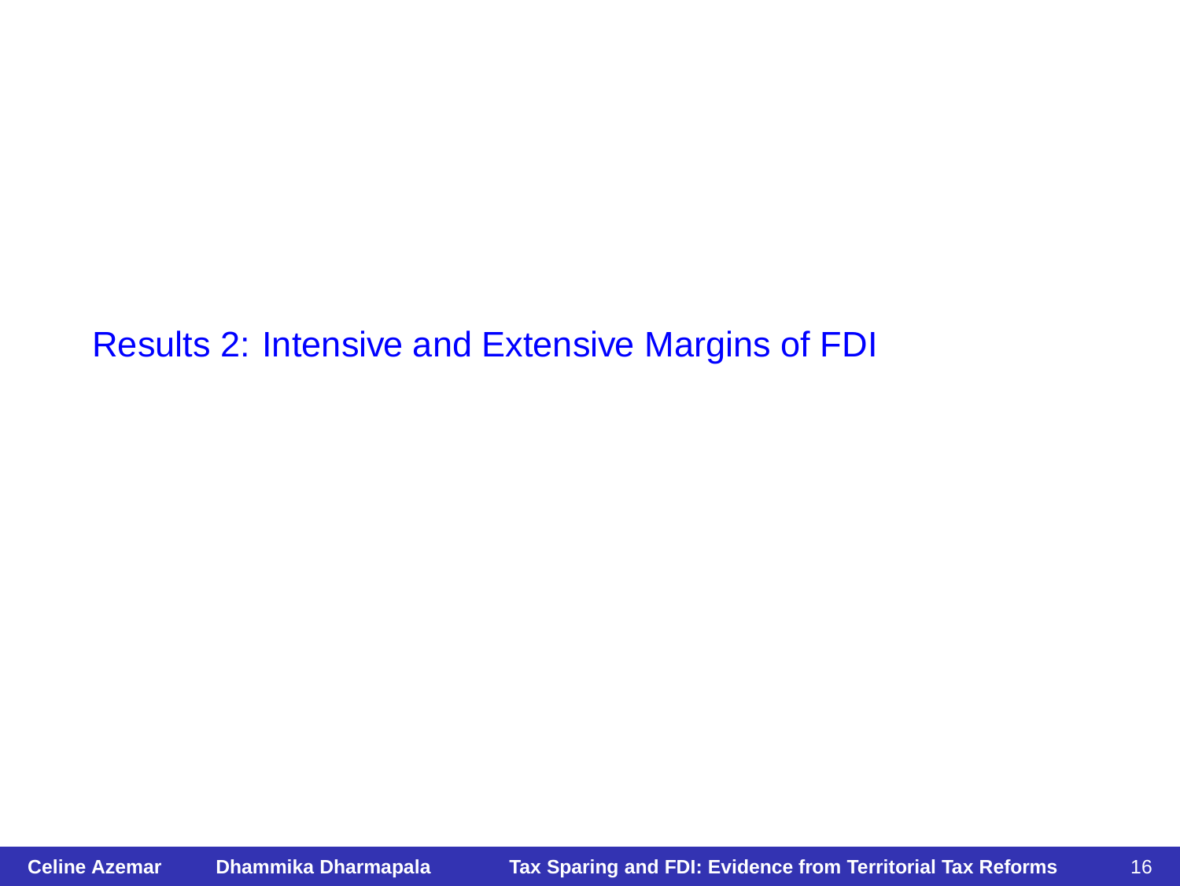# Results 2: Intensive and Extensive Margins of FDI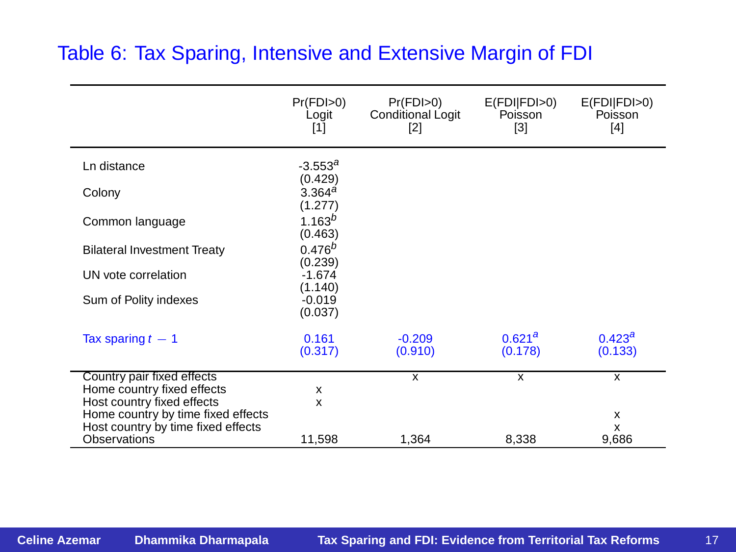# Table 6: Tax Sparing, Intensive and Extensive Margin of FDI

| | Pr(FDI>0) Logit [1] | Pr(FDI>0) Conditional Logit [2] | E(FDI\|FDI>0) Poisson [3] | E(FDI\|FDI>0) Poisson [4] |
|---|---|---|---|---|
| Ln distance | -3.553[a] | | | |
| | (0.429) | | | |
| Colony | 3.364[a] | | | |
| | (1.277) | | | |
| Common language | 1.163[b] | | | |
| | (0.463) | | | |
| Bilateral Investment Treaty | 0.476[b] | | | |
| | (0.239) | | | |
| UN vote correlation | -1.674 | | | |
| | (1.140) | | | |
| Sum of Polity indexes | -0.019 | | | |
| | (0.037) | | | |
| Tax sparing $t-1$ | 0.161 | -0.209 | 0.621[a] | 0.423[a] |
| | (0.317) | (0.910) | (0.178) | (0.133) |
| Country pair fixed effects | | x | x | x |
| Home country fixed effects | x | | | |
| Host country fixed effects | x | | | |
| Home country by time fixed effects | | | | x |
| Host country by time fixed effects | | | | x |
| Observations | 11,598 | 1,364 | 8,338 | 9,686 |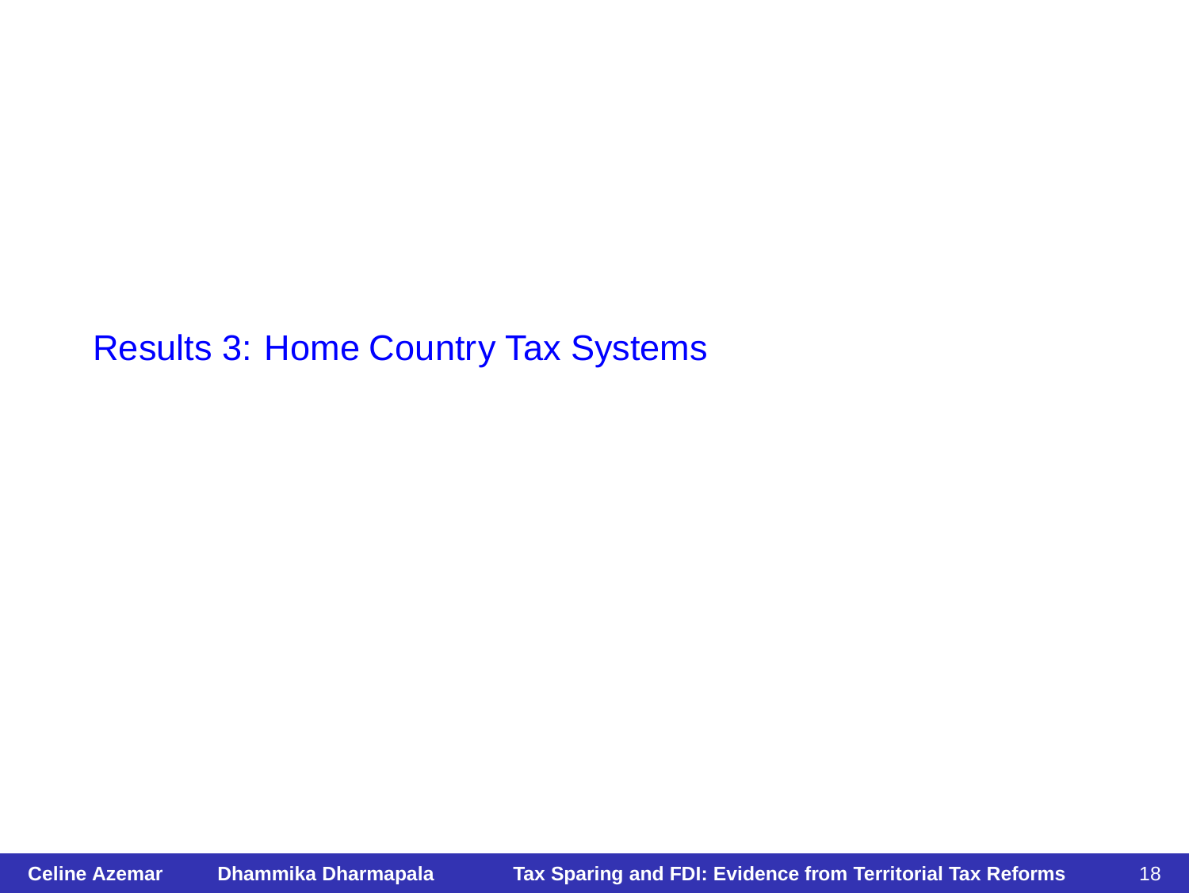# Results 3: Home Country Tax Systems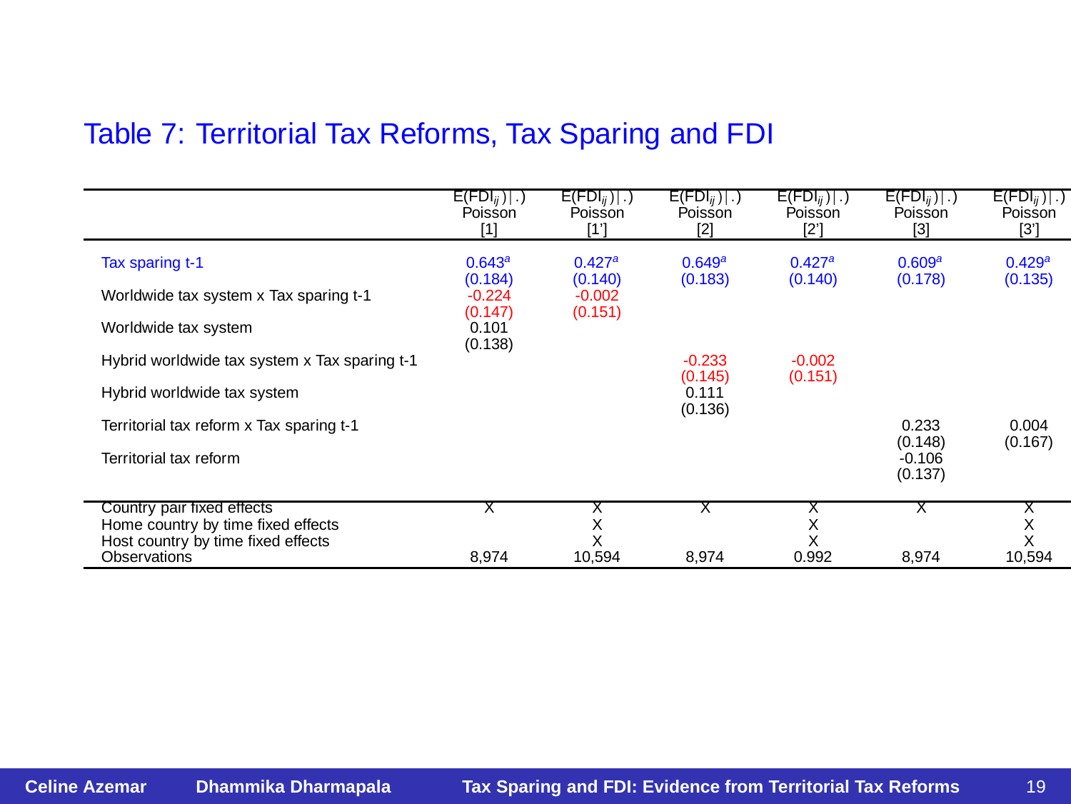# Table 7: Territorial Tax Reforms, Tax Sparing and FDI

| | $E(FDI_{ij})\|.)$ Poisson [1] | $E(FDI_{ij})\|.)$ Poisson [1'] | $E(FDI_{ij})\|.)$ Poisson [2] | $E(FDI_{ij})\|.)$ Poisson [2'] | $E(FDI_{ij})\|.)$ Poisson [3] | $E(FDI_{ij})\|.)$ Poisson [3'] |
|---|---|---|---|---|---|---|
| Tax sparing t-1 | 0.643[a] | 0.427[a] | 0.649[a] | 0.427[a] | 0.609[a] | 0.429[a] |
| | (0.184) | (0.140) | (0.183) | (0.140) | (0.178) | (0.135) |
| Worldwide tax system x Tax sparing t-1 | -0.224 | -0.002 | | | | |
| | (0.147) | (0.151) | | | | |
| Worldwide tax system | 0.101 | | | | | |
| | (0.138) | | | | | |
| Hybrid worldwide tax system x Tax sparing t-1 | | | -0.233 | -0.002 | | |
| | | | (0.145) | (0.151) | | |
| Hybrid worldwide tax system | | | 0.111 | | | |
| | | | (0.136) | | | |
| Territorial tax reform x Tax sparing t-1 | | | | | 0.233 | 0.004 |
| | | | | | (0.148) | (0.167) |
| Territorial tax reform | | | | | -0.106 | |
| | | | | | (0.137) | |
| Country pair fixed effects | X | X | X | X | X | X |
| Home country by time fixed effects | | X | | X | | X |
| Host country by time fixed effects | | X | | X | | X |
| Observations | 8,974 | 10,594 | 8,974 | 0.992 | 8,974 | 10,594 |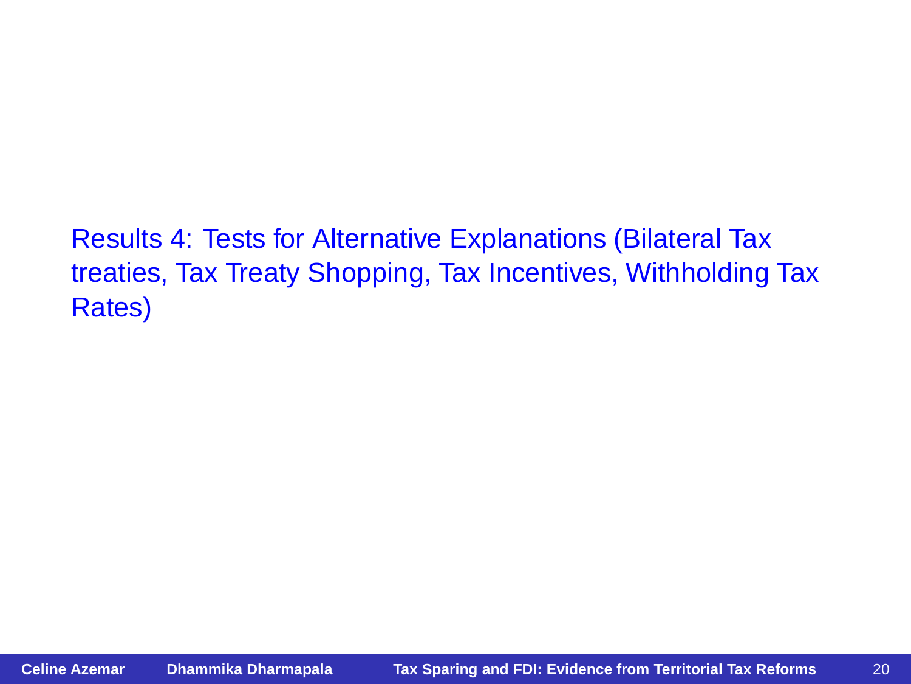# Results 4: Tests for Alternative Explanations (Bilateral Tax treaties, Tax Treaty Shopping, Tax Incentives, Withholding Tax Rates)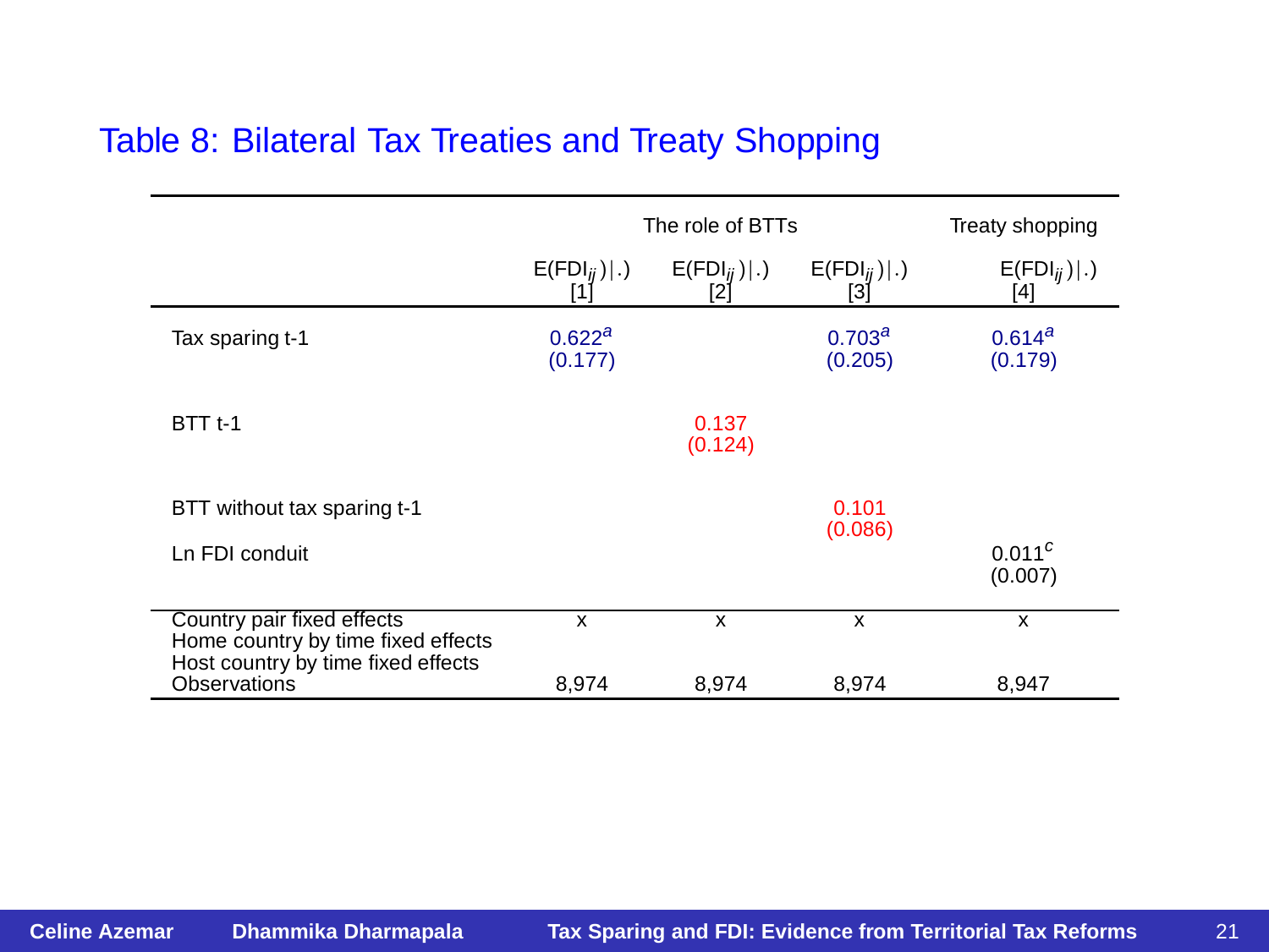## Table 8: Bilateral Tax Treaties and Treaty Shopping

| | The role of BTTs | | | Treaty shopping |
|---|---|---|---|---|
| | $E(FDI_{ij})\|.)$ [1] | $E(FDI_{ij})\|.)$ [2] | $E(FDI_{ij})\|.)$ [3] | $E(FDI_{ij})\|.)$ [4] |
| Tax sparing t-1 | 0.622[a] (0.177) | | 0.703[a] (0.205) | 0.614[a] (0.179) |
| BTT t-1 | | 0.137 (0.124) | | |
| BTT without tax sparing t-1 | | | 0.101 (0.086) | |
| Ln FDI conduit | | | | 0.011[c] (0.007) |
| Country pair fixed effects | x | x | x | x |
| Home country by time fixed effects | | | | |
| Host country by time fixed effects | | | | |
| Observations | 8,974 | 8,974 | 8,974 | 8,947 |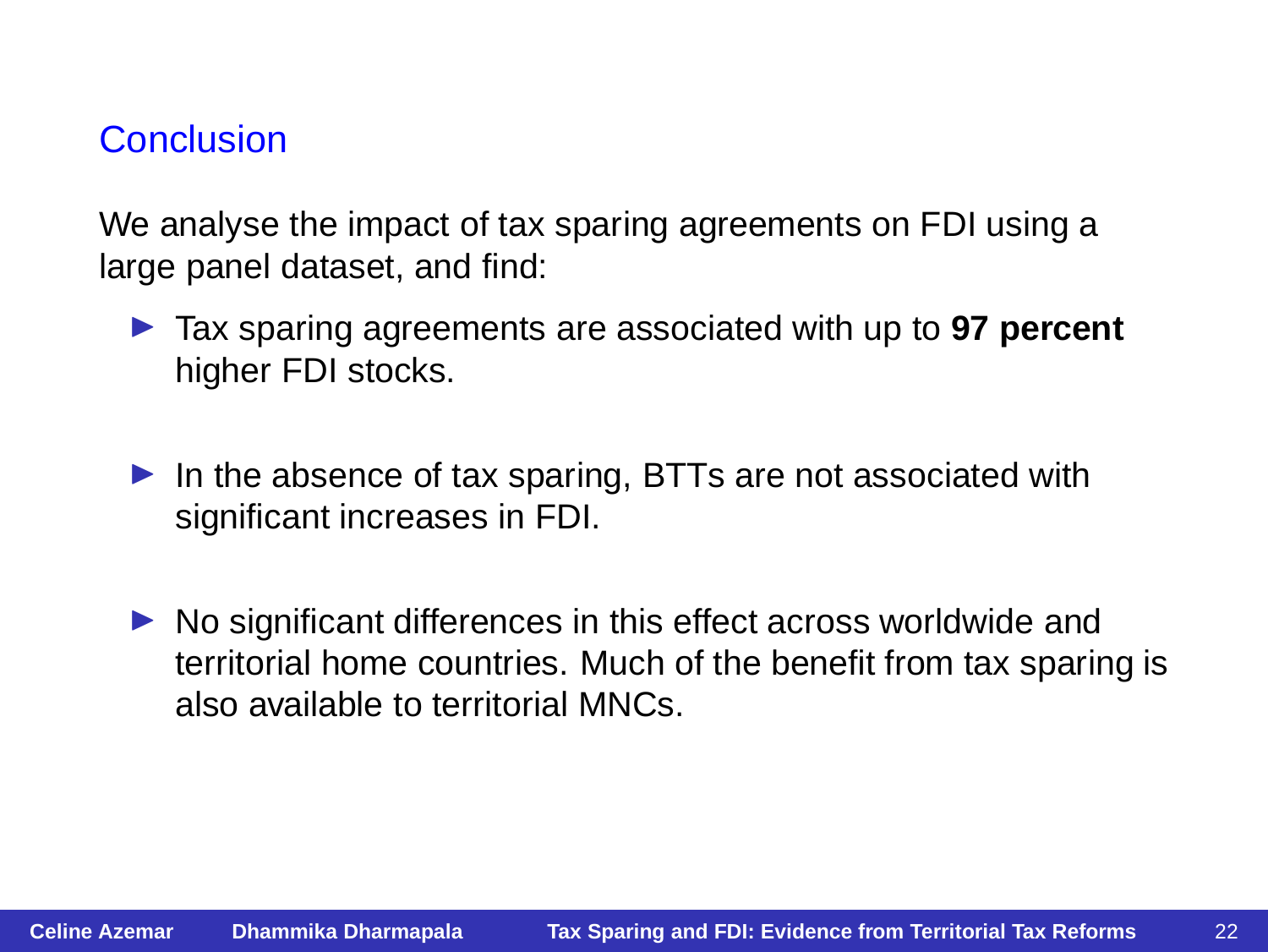## Conclusion

We analyse the impact of tax sparing agreements on FDI using a large panel dataset, and find:

- Tax sparing agreements are associated with up to **97 percent** higher FDI stocks.
- In the absence of tax sparing, BTTs are not associated with significant increases in FDI.
- No significant differences in this effect across worldwide and territorial home countries. Much of the benefit from tax sparing is also available to territorial MNCs.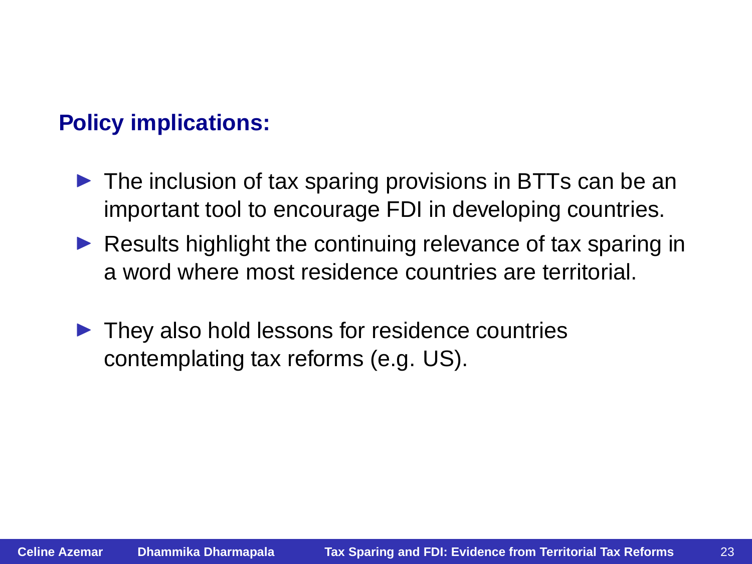**Policy implications:**

- The inclusion of tax sparing provisions in BTTs can be an important tool to encourage FDI in developing countries.
- Results highlight the continuing relevance of tax sparing in a word where most residence countries are territorial.
- They also hold lessons for residence countries contemplating tax reforms (e.g. US).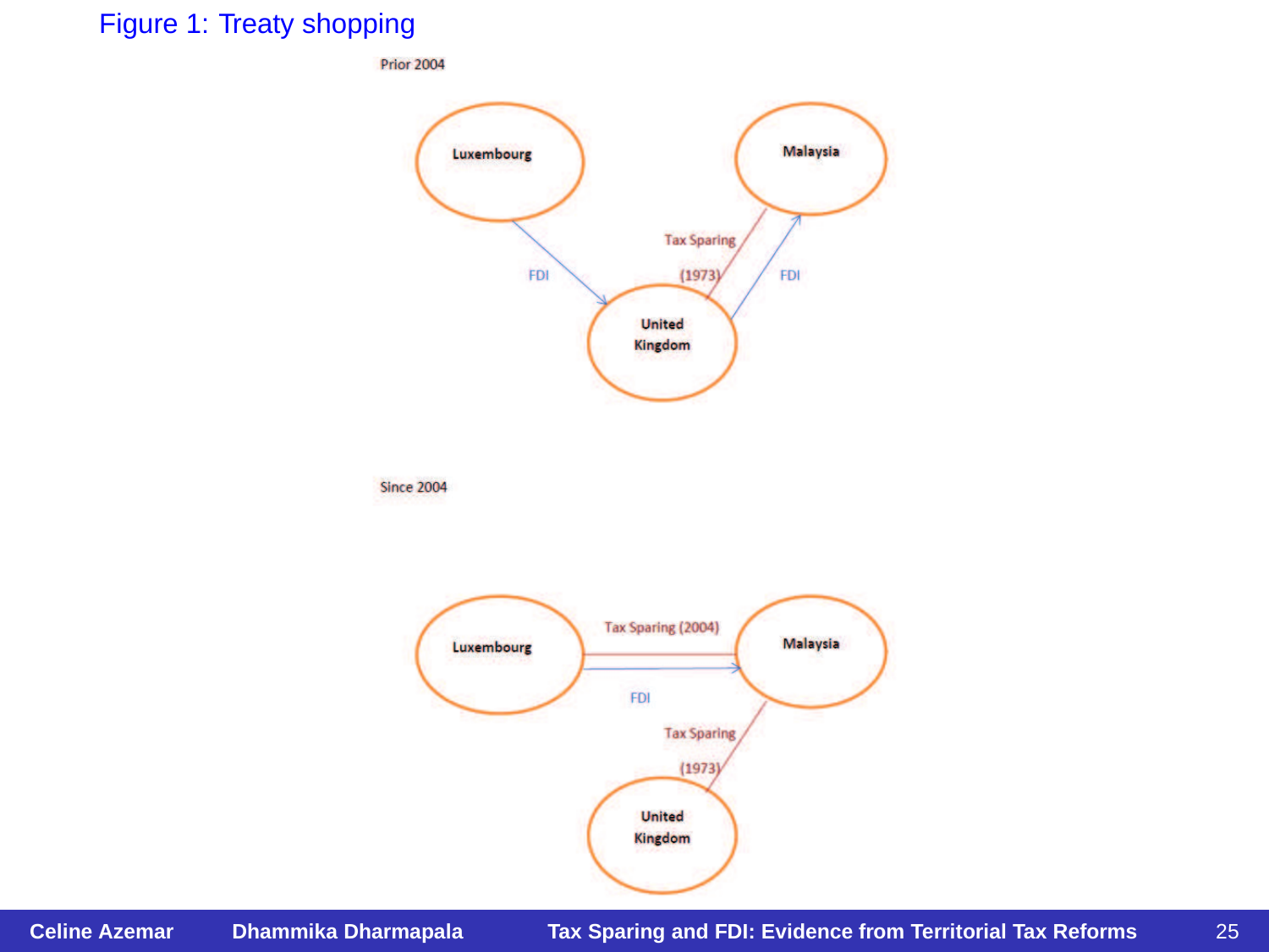# Figure 1: Treaty shopping

Prior 2004

Luxembourg

Malaysia

FDI

Tax Sparing

(1973)

FDI

United Kingdom

Since 2004

Luxembourg

Tax Sparing (2004)

Malaysia

FDI

Tax Sparing

(1973)

United Kingdom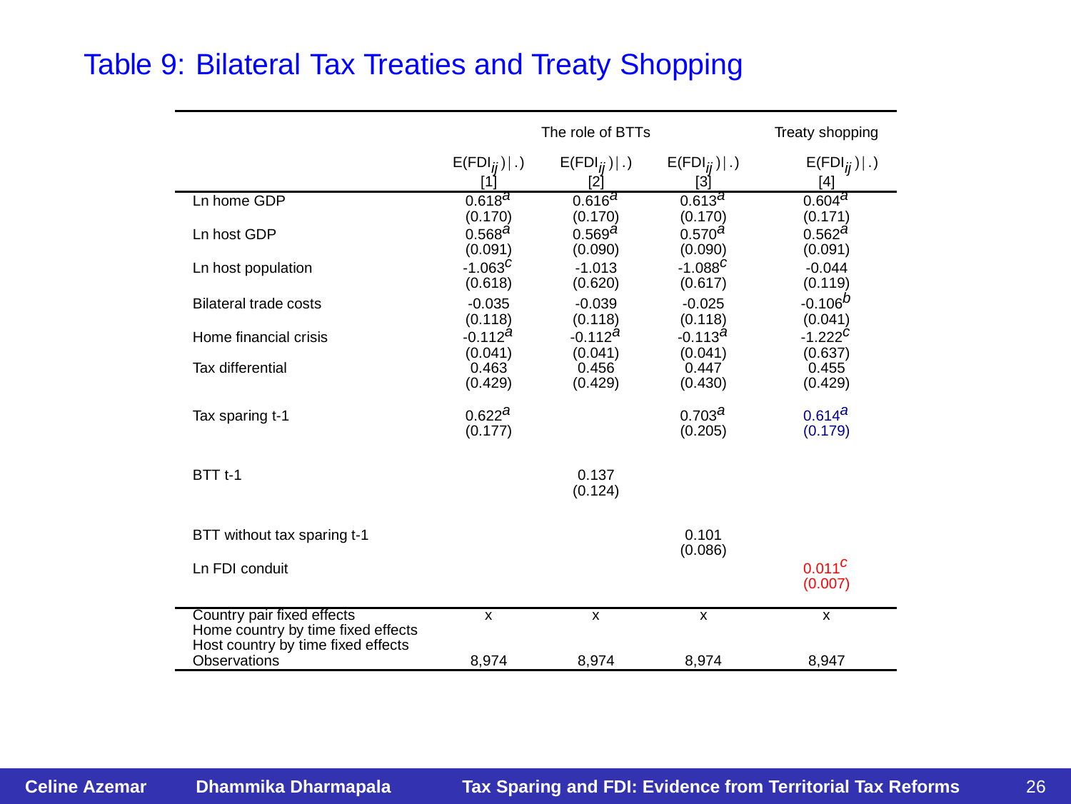# Table 9: Bilateral Tax Treaties and Treaty Shopping

| | The role of BTTs | | | Treaty shopping |
|---|---|---|---|---|
| | $E(FDI_{ij})\|.)$ | $E(FDI_{ij})\|.)$ | $E(FDI_{ij})\|.)$ | $E(FDI_{ij})\|.)$ |
| | [1] | [2] | [3] | [4] |
| Ln home GDP | 0.618[a] | 0.616[a] | 0.613[a] | 0.604[a] |
| | (0.170) | (0.170) | (0.170) | (0.171) |
| Ln host GDP | 0.568[a] | 0.569[a] | 0.570[a] | 0.562[a] |
| | (0.091) | (0.090) | (0.090) | (0.091) |
| Ln host population | -1.063[c] | -1.013 | -1.088[c] | -0.044 |
| | (0.618) | (0.620) | (0.617) | (0.119) |
| Bilateral trade costs | -0.035 | -0.039 | -0.025 | -0.106[b] |
| | (0.118) | (0.118) | (0.118) | (0.041) |
| Home financial crisis | -0.112[a] | -0.112[a] | -0.113[a] | -1.222[c] |
| | (0.041) | (0.041) | (0.041) | (0.637) |
| Tax differential | 0.463 | 0.456 | 0.447 | 0.455 |
| | (0.429) | (0.429) | (0.430) | (0.429) |
| Tax sparing t-1 | 0.622[a] | | 0.703[a] | 0.614[a] |
| | (0.177) | | (0.205) | (0.179) |
| BTT t-1 | | 0.137 | | |
| | | (0.124) | | |
| BTT without tax sparing t-1 | | | 0.101 | |
| | | | (0.086) | |
| Ln FDI conduit | | | | 0.011[c] |
| | | | | (0.007) |
| Country pair fixed effects | x | x | x | x |
| Home country by time fixed effects | | | | |
| Host country by time fixed effects | | | | |
| Observations | 8,974 | 8,974 | 8,974 | 8,947 |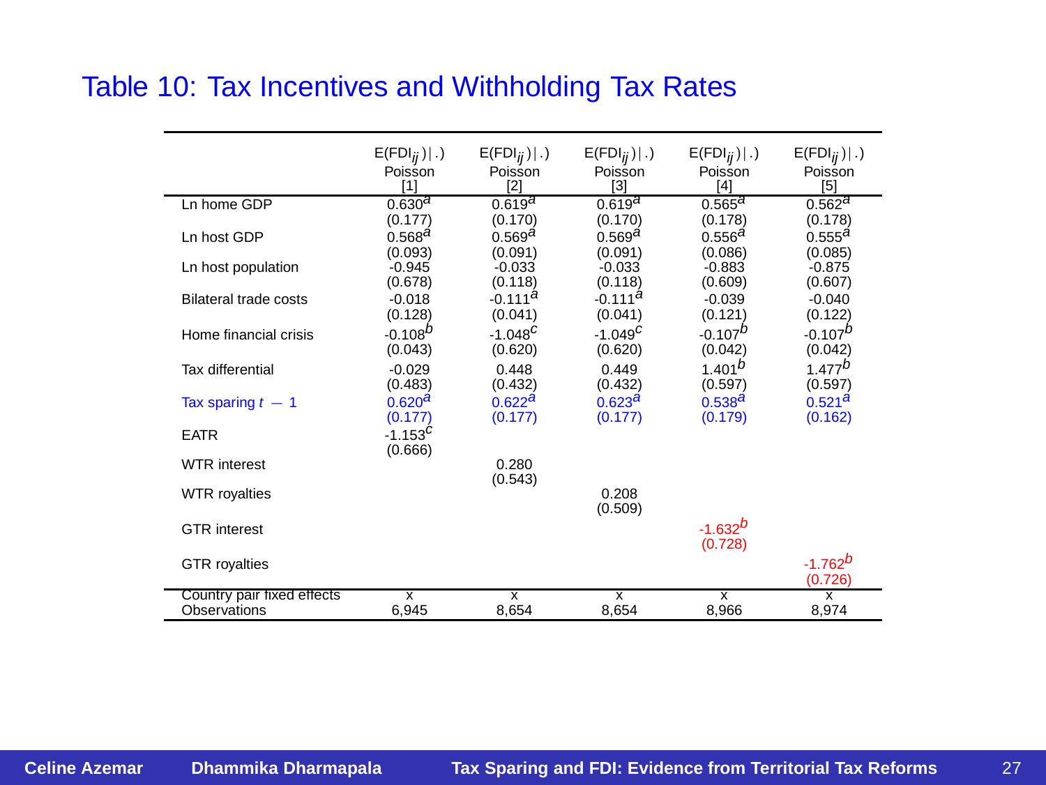## Table 10: Tax Incentives and Withholding Tax Rates

| | $E(FDI_{ij})\|.)$ Poisson [1] | $E(FDI_{ij})\|.)$ Poisson [2] | $E(FDI_{ij})\|.)$ Poisson [3] | $E(FDI_{ij})\|.)$ Poisson [4] | $E(FDI_{ij})\|.)$ Poisson [5] |
|---|---|---|---|---|---|
| Ln home GDP | 0.630[a] | 0.619[a] | 0.619[a] | 0.565[a] | 0.562[a] |
| | (0.177) | (0.170) | (0.170) | (0.178) | (0.178) |
| Ln host GDP | 0.568[a] | 0.569[a] | 0.569[a] | 0.556[a] | 0.555[a] |
| | (0.093) | (0.091) | (0.091) | (0.086) | (0.085) |
| Ln host population | -0.945 | -0.033 | -0.033 | -0.883 | -0.875 |
| | (0.678) | (0.118) | (0.118) | (0.609) | (0.607) |
| Bilateral trade costs | -0.018 | -0.111[a] | -0.111[a] | -0.039 | -0.040 |
| | (0.128) | (0.041) | (0.041) | (0.121) | (0.122) |
| Home financial crisis | -0.108[b] | -1.048[c] | -1.049[c] | -0.107[b] | -0.107[b] |
| | (0.043) | (0.620) | (0.620) | (0.042) | (0.042) |
| Tax differential | -0.029 | 0.448 | 0.449 | 1.401[b] | 1.477[b] |
| | (0.483) | (0.432) | (0.432) | (0.597) | (0.597) |
| Tax sparing $t-1$ | 0.620[a] | 0.622[a] | 0.623[a] | 0.538[a] | 0.521[a] |
| | (0.177) | (0.177) | (0.177) | (0.179) | (0.162) |
| EATR | -1.153[c] | | | | |
| | (0.666) | | | | |
| WTR interest | | 0.280 | | | |
| | | (0.543) | | | |
| WTR royalties | | | 0.208 | | |
| | | | (0.509) | | |
| GTR interest | | | | -1.632[b] | |
| | | | | (0.728) | |
| GTR royalties | | | | | -1.762[b] |
| | | | | | (0.726) |
| Country pair fixed effects | x | x | x | x | x |
| Observations | 6,945 | 8,654 | 8,654 | 8,966 | 8,974 |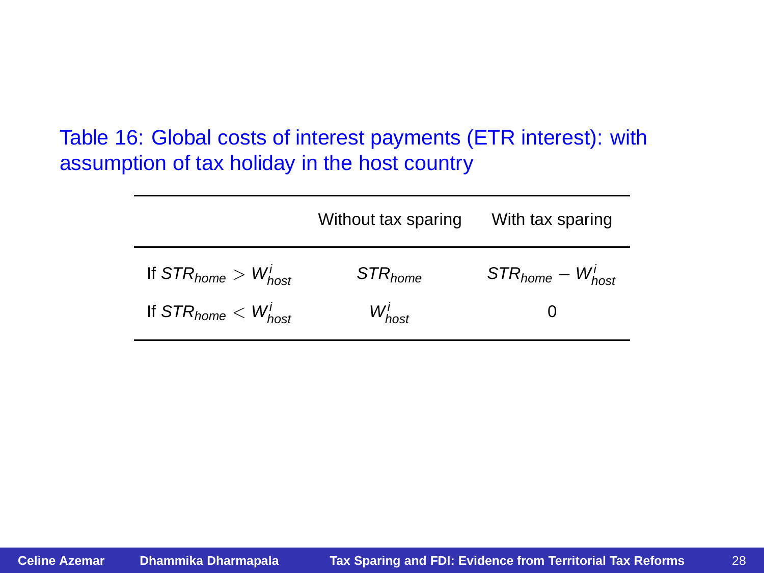Table 16: Global costs of interest payments (ETR interest): with assumption of tax holiday in the host country

| | Without tax sparing | With tax sparing |
|---|---|---|
| If $STR_{home} > W^{i}_{host}$ | $STR_{home}$ | $STR_{home} - W^{i}_{host}$ |
| If $STR_{home} < W^{i}_{host}$ | $W^{i}_{host}$ | 0 |